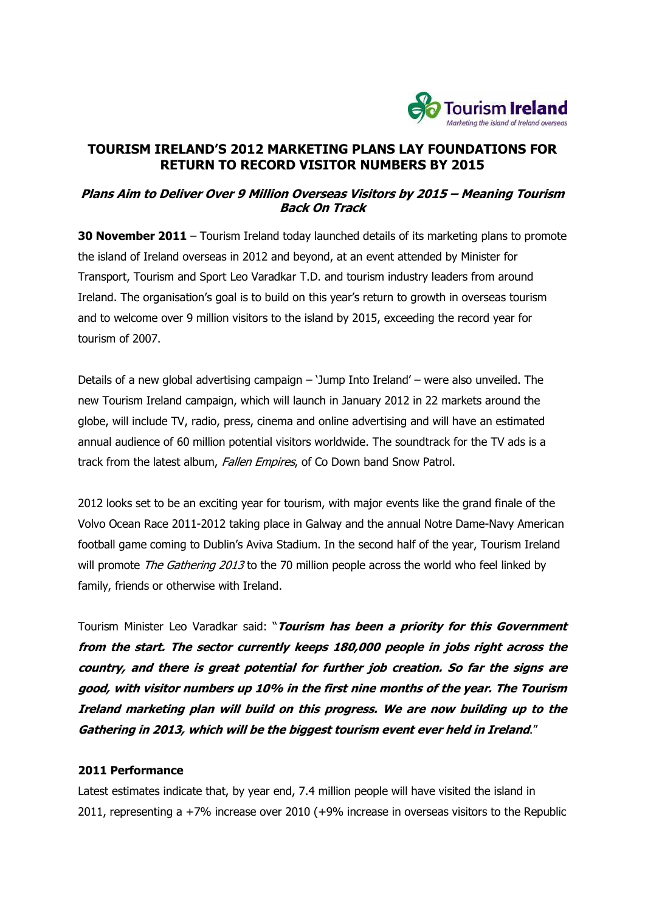Tourism Ireland
*Marketing the island of Ireland overseas*

# TOURISM IRELAND'S 2012 MARKETING PLANS LAY FOUNDATIONS FOR RETURN TO RECORD VISITOR NUMBERS BY 2015

## *Plans Aim to Deliver Over 9 Million Overseas Visitors by 2015 – Meaning Tourism Back On Track*

**30 November 2011** – Tourism Ireland today launched details of its marketing plans to promote the island of Ireland overseas in 2012 and beyond, at an event attended by Minister for Transport, Tourism and Sport Leo Varadkar T.D. and tourism industry leaders from around Ireland. The organisation's goal is to build on this year's return to growth in overseas tourism and to welcome over 9 million visitors to the island by 2015, exceeding the record year for tourism of 2007.

Details of a new global advertising campaign – 'Jump Into Ireland' – were also unveiled. The new Tourism Ireland campaign, which will launch in January 2012 in 22 markets around the globe, will include TV, radio, press, cinema and online advertising and will have an estimated annual audience of 60 million potential visitors worldwide. The soundtrack for the TV ads is a track from the latest album, *Fallen Empires*, of Co Down band Snow Patrol.

2012 looks set to be an exciting year for tourism, with major events like the grand finale of the Volvo Ocean Race 2011-2012 taking place in Galway and the annual Notre Dame-Navy American football game coming to Dublin's Aviva Stadium. In the second half of the year, Tourism Ireland will promote *The Gathering 2013* to the 70 million people across the world who feel linked by family, friends or otherwise with Ireland.

Tourism Minister Leo Varadkar said: "***Tourism has been a priority for this Government from the start. The sector currently keeps 180,000 people in jobs right across the country, and there is great potential for further job creation. So far the signs are good, with visitor numbers up 10% in the first nine months of the year. The Tourism Ireland marketing plan will build on this progress. We are now building up to the Gathering in 2013, which will be the biggest tourism event ever held in Ireland***."

### 2011 Performance

Latest estimates indicate that, by year end, 7.4 million people will have visited the island in 2011, representing a +7% increase over 2010 (+9% increase in overseas visitors to the Republic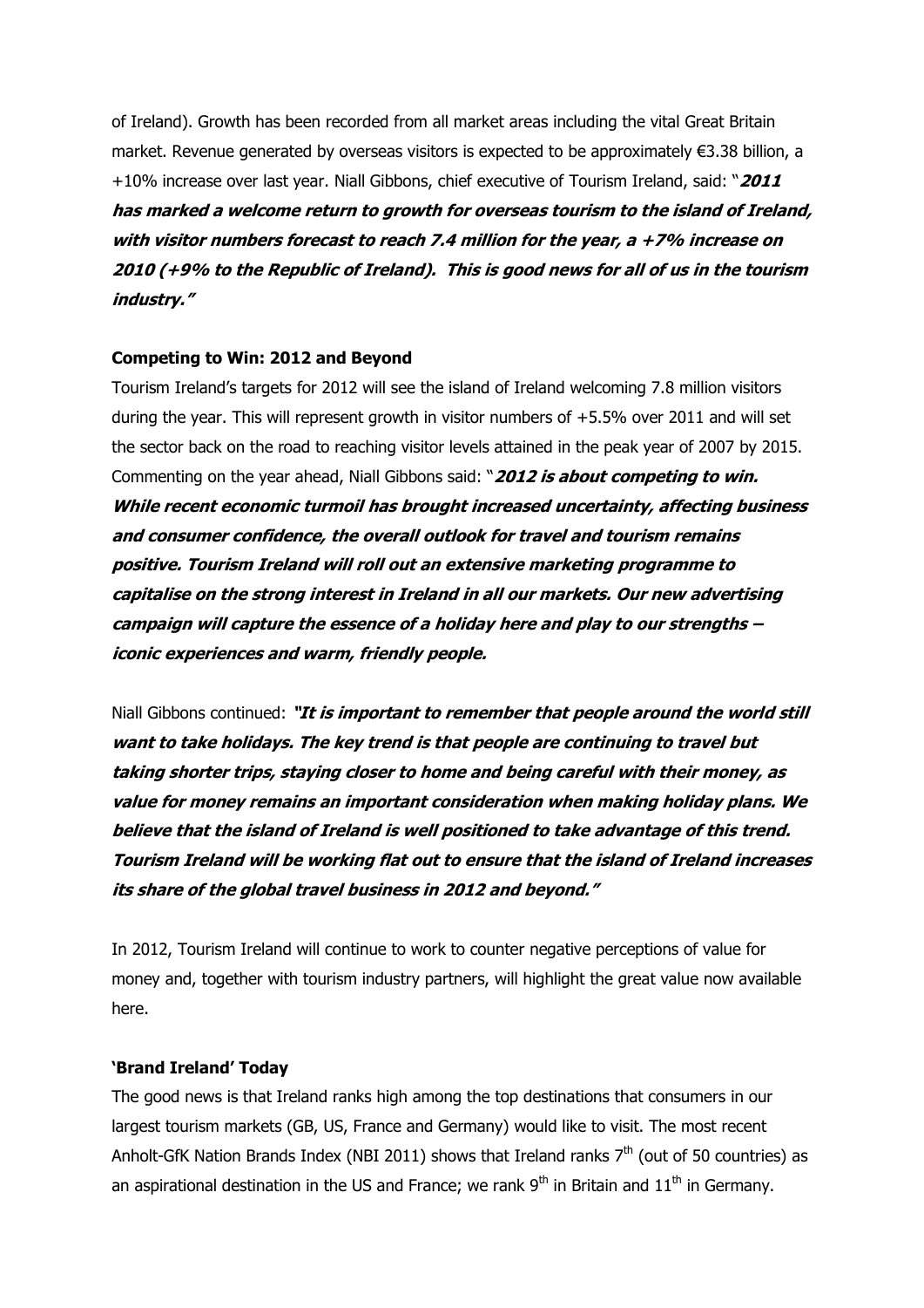of Ireland). Growth has been recorded from all market areas including the vital Great Britain market. Revenue generated by overseas visitors is expected to be approximately €3.38 billion, a +10% increase over last year. Niall Gibbons, chief executive of Tourism Ireland, said: "***2011 has marked a welcome return to growth for overseas tourism to the island of Ireland, with visitor numbers forecast to reach 7.4 million for the year, a +7% increase on 2010 (+9% to the Republic of Ireland). This is good news for all of us in the tourism industry.***"

**Competing to Win: 2012 and Beyond**

Tourism Ireland's targets for 2012 will see the island of Ireland welcoming 7.8 million visitors during the year. This will represent growth in visitor numbers of +5.5% over 2011 and will set the sector back on the road to reaching visitor levels attained in the peak year of 2007 by 2015. Commenting on the year ahead, Niall Gibbons said: "***2012 is about competing to win. While recent economic turmoil has brought increased uncertainty, affecting business and consumer confidence, the overall outlook for travel and tourism remains positive. Tourism Ireland will roll out an extensive marketing programme to capitalise on the strong interest in Ireland in all our markets. Our new advertising campaign will capture the essence of a holiday here and play to our strengths – iconic experiences and warm, friendly people.***

Niall Gibbons continued: ***"It is important to remember that people around the world still want to take holidays. The key trend is that people are continuing to travel but taking shorter trips, staying closer to home and being careful with their money, as value for money remains an important consideration when making holiday plans. We believe that the island of Ireland is well positioned to take advantage of this trend. Tourism Ireland will be working flat out to ensure that the island of Ireland increases its share of the global travel business in 2012 and beyond."***

In 2012, Tourism Ireland will continue to work to counter negative perceptions of value for money and, together with tourism industry partners, will highlight the great value now available here.

**'Brand Ireland' Today**

The good news is that Ireland ranks high among the top destinations that consumers in our largest tourism markets (GB, US, France and Germany) would like to visit. The most recent Anholt-GfK Nation Brands Index (NBI 2011) shows that Ireland ranks 7th (out of 50 countries) as an aspirational destination in the US and France; we rank 9th in Britain and 11th in Germany.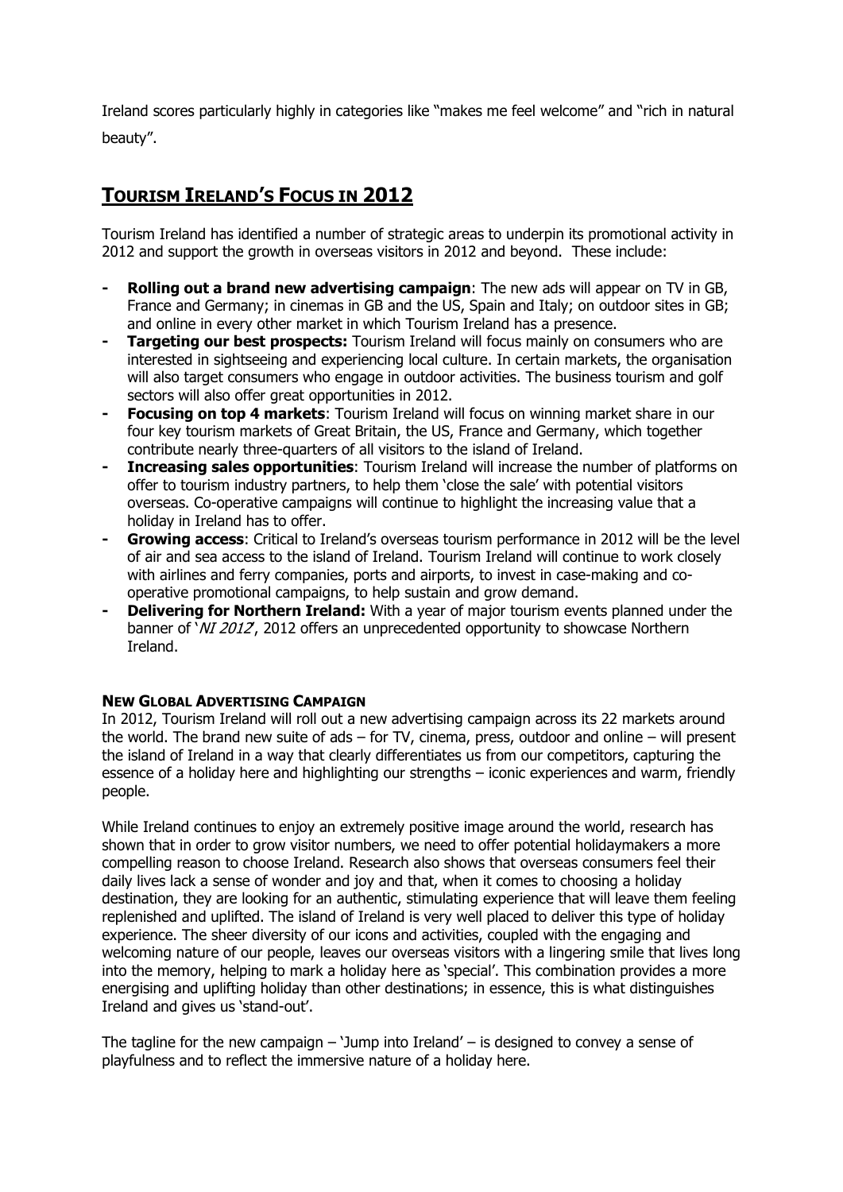Ireland scores particularly highly in categories like "makes me feel welcome" and "rich in natural beauty".

## Tourism Ireland's Focus in 2012

Tourism Ireland has identified a number of strategic areas to underpin its promotional activity in 2012 and support the growth in overseas visitors in 2012 and beyond. These include:

- **Rolling out a brand new advertising campaign**: The new ads will appear on TV in GB, France and Germany; in cinemas in GB and the US, Spain and Italy; on outdoor sites in GB; and online in every other market in which Tourism Ireland has a presence.
- **Targeting our best prospects:** Tourism Ireland will focus mainly on consumers who are interested in sightseeing and experiencing local culture. In certain markets, the organisation will also target consumers who engage in outdoor activities. The business tourism and golf sectors will also offer great opportunities in 2012.
- **Focusing on top 4 markets**: Tourism Ireland will focus on winning market share in our four key tourism markets of Great Britain, the US, France and Germany, which together contribute nearly three-quarters of all visitors to the island of Ireland.
- **Increasing sales opportunities**: Tourism Ireland will increase the number of platforms on offer to tourism industry partners, to help them 'close the sale' with potential visitors overseas. Co-operative campaigns will continue to highlight the increasing value that a holiday in Ireland has to offer.
- **Growing access**: Critical to Ireland's overseas tourism performance in 2012 will be the level of air and sea access to the island of Ireland. Tourism Ireland will continue to work closely with airlines and ferry companies, ports and airports, to invest in case-making and co-operative promotional campaigns, to help sustain and grow demand.
- **Delivering for Northern Ireland:** With a year of major tourism events planned under the banner of '*NI 2012*', 2012 offers an unprecedented opportunity to showcase Northern Ireland.

### New Global Advertising Campaign

In 2012, Tourism Ireland will roll out a new advertising campaign across its 22 markets around the world. The brand new suite of ads – for TV, cinema, press, outdoor and online – will present the island of Ireland in a way that clearly differentiates us from our competitors, capturing the essence of a holiday here and highlighting our strengths – iconic experiences and warm, friendly people.

While Ireland continues to enjoy an extremely positive image around the world, research has shown that in order to grow visitor numbers, we need to offer potential holidaymakers a more compelling reason to choose Ireland. Research also shows that overseas consumers feel their daily lives lack a sense of wonder and joy and that, when it comes to choosing a holiday destination, they are looking for an authentic, stimulating experience that will leave them feeling replenished and uplifted. The island of Ireland is very well placed to deliver this type of holiday experience. The sheer diversity of our icons and activities, coupled with the engaging and welcoming nature of our people, leaves our overseas visitors with a lingering smile that lives long into the memory, helping to mark a holiday here as 'special'. This combination provides a more energising and uplifting holiday than other destinations; in essence, this is what distinguishes Ireland and gives us 'stand-out'.

The tagline for the new campaign – 'Jump into Ireland' – is designed to convey a sense of playfulness and to reflect the immersive nature of a holiday here.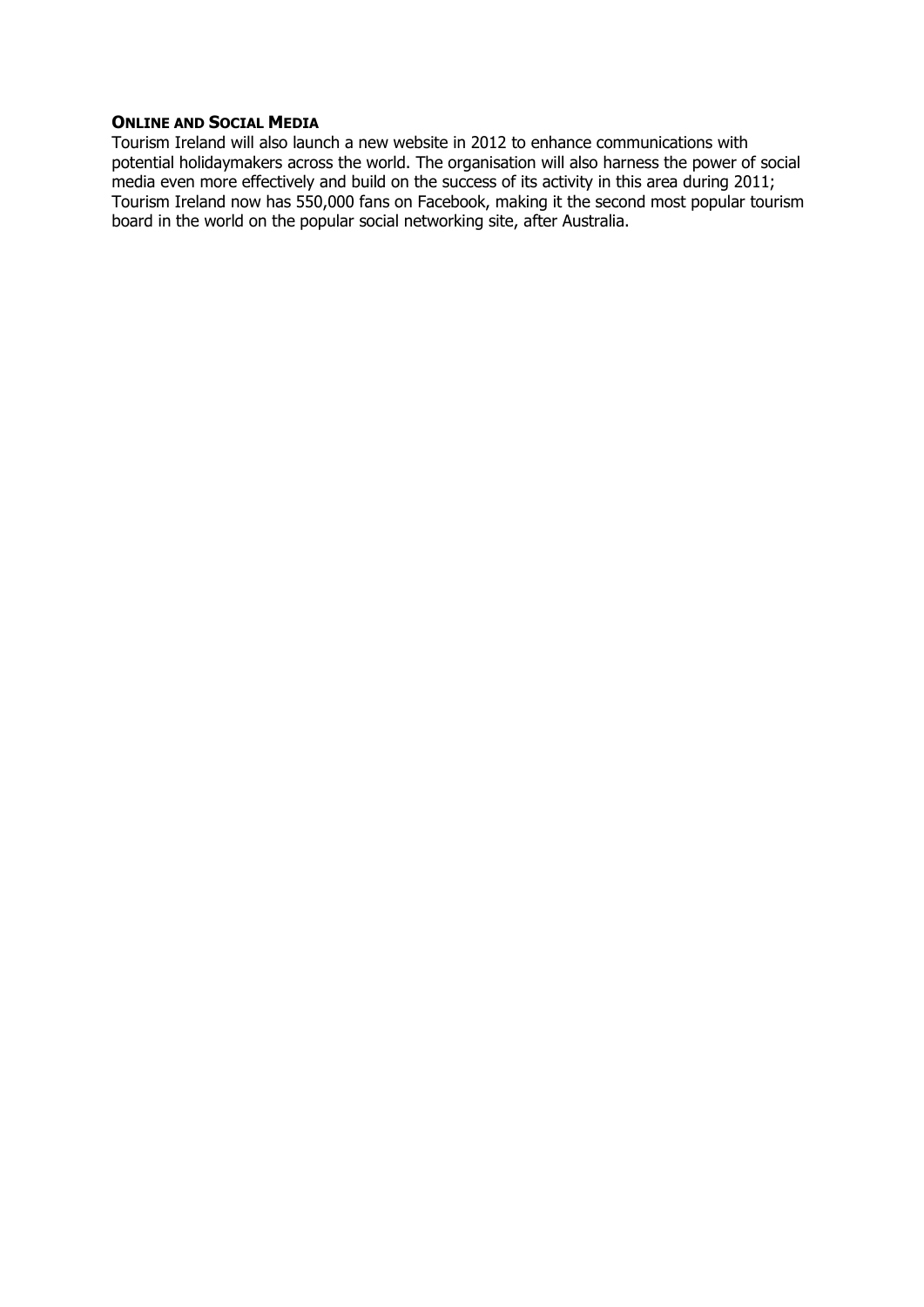**ONLINE AND SOCIAL MEDIA**

Tourism Ireland will also launch a new website in 2012 to enhance communications with potential holidaymakers across the world. The organisation will also harness the power of social media even more effectively and build on the success of its activity in this area during 2011; Tourism Ireland now has 550,000 fans on Facebook, making it the second most popular tourism board in the world on the popular social networking site, after Australia.